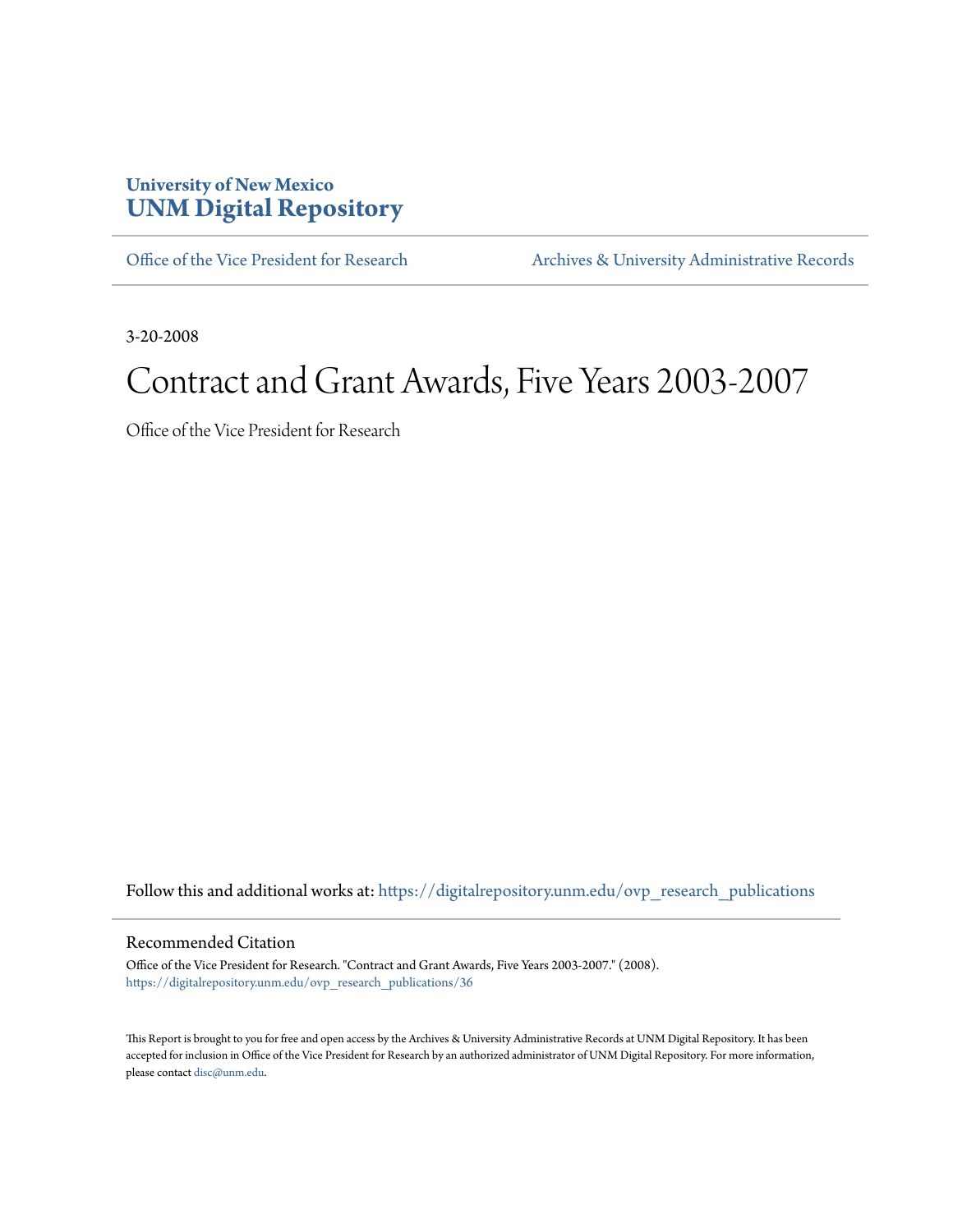University of New Mexico
**UNM Digital Repository**

Office of the Vice President for Research | Archives & University Administrative Records

3-20-2008

# Contract and Grant Awards, Five Years 2003-2007

Office of the Vice President for Research

Follow this and additional works at: https://digitalrepository.unm.edu/ovp_research_publications

## Recommended Citation

Office of the Vice President for Research. "Contract and Grant Awards, Five Years 2003-2007." (2008). https://digitalrepository.unm.edu/ovp_research_publications/36

This Report is brought to you for free and open access by the Archives & University Administrative Records at UNM Digital Repository. It has been accepted for inclusion in Office of the Vice President for Research by an authorized administrator of UNM Digital Repository. For more information, please contact disc@unm.edu.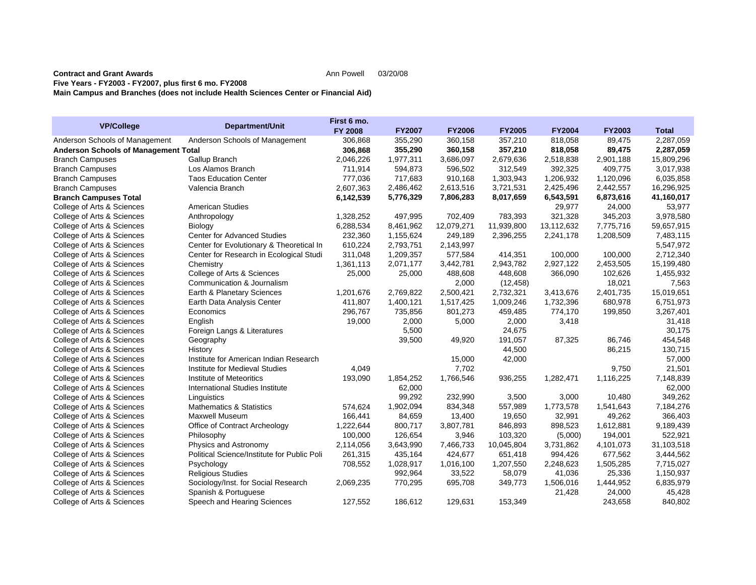**Contract and Grant Awards** Ann Powell 03/20/08

**Five Years - FY2003 - FY2007, plus first 6 mo. FY2008**

**Main Campus and Branches (does not include Health Sciences Center or Financial Aid)**

| VP/College | Department/Unit | First 6 mo. FY 2008 | FY2007 | FY2006 | FY2005 | FY2004 | FY2003 | Total |
|---|---|---|---|---|---|---|---|---|
| Anderson Schools of Management | Anderson Schools of Management | 306,868 | 355,290 | 360,158 | 357,210 | 818,058 | 89,475 | 2,287,059 |
| **Anderson Schools of Management Total** | | **306,868** | **355,290** | **360,158** | **357,210** | **818,058** | **89,475** | **2,287,059** |
| Branch Campuses | Gallup Branch | 2,046,226 | 1,977,311 | 3,686,097 | 2,679,636 | 2,518,838 | 2,901,188 | 15,809,296 |
| Branch Campuses | Los Alamos Branch | 711,914 | 594,873 | 596,502 | 312,549 | 392,325 | 409,775 | 3,017,938 |
| Branch Campuses | Taos Education Center | 777,036 | 717,683 | 910,168 | 1,303,943 | 1,206,932 | 1,120,096 | 6,035,858 |
| Branch Campuses | Valencia Branch | 2,607,363 | 2,486,462 | 2,613,516 | 3,721,531 | 2,425,496 | 2,442,557 | 16,296,925 |
| **Branch Campuses Total** | | **6,142,539** | **5,776,329** | **7,806,283** | **8,017,659** | **6,543,591** | **6,873,616** | **41,160,017** |
| College of Arts & Sciences | American Studies | | | | | 29,977 | 24,000 | 53,977 |
| College of Arts & Sciences | Anthropology | 1,328,252 | 497,995 | 702,409 | 783,393 | 321,328 | 345,203 | 3,978,580 |
| College of Arts & Sciences | Biology | 6,288,534 | 8,461,962 | 12,079,271 | 11,939,800 | 13,112,632 | 7,775,716 | 59,657,915 |
| College of Arts & Sciences | Center for Advanced Studies | 232,360 | 1,155,624 | 249,189 | 2,396,255 | 2,241,178 | 1,208,509 | 7,483,115 |
| College of Arts & Sciences | Center for Evolutionary & Theoretical In | 610,224 | 2,793,751 | 2,143,997 | | | | 5,547,972 |
| College of Arts & Sciences | Center for Research in Ecological Studi | 311,048 | 1,209,357 | 577,584 | 414,351 | 100,000 | 100,000 | 2,712,340 |
| College of Arts & Sciences | Chemistry | 1,361,113 | 2,071,177 | 3,442,781 | 2,943,782 | 2,927,122 | 2,453,505 | 15,199,480 |
| College of Arts & Sciences | College of Arts & Sciences | 25,000 | 25,000 | 488,608 | 448,608 | 366,090 | 102,626 | 1,455,932 |
| College of Arts & Sciences | Communication & Journalism | | | 2,000 | (12,458) | | 18,021 | 7,563 |
| College of Arts & Sciences | Earth & Planetary Sciences | 1,201,676 | 2,769,822 | 2,500,421 | 2,732,321 | 3,413,676 | 2,401,735 | 15,019,651 |
| College of Arts & Sciences | Earth Data Analysis Center | 411,807 | 1,400,121 | 1,517,425 | 1,009,246 | 1,732,396 | 680,978 | 6,751,973 |
| College of Arts & Sciences | Economics | 296,767 | 735,856 | 801,273 | 459,485 | 774,170 | 199,850 | 3,267,401 |
| College of Arts & Sciences | English | 19,000 | 2,000 | 5,000 | 2,000 | 3,418 | | 31,418 |
| College of Arts & Sciences | Foreign Langs & Literatures | | 5,500 | | 24,675 | | | 30,175 |
| College of Arts & Sciences | Geography | | 39,500 | 49,920 | 191,057 | 87,325 | 86,746 | 454,548 |
| College of Arts & Sciences | History | | | | 44,500 | | 86,215 | 130,715 |
| College of Arts & Sciences | Institute for American Indian Research | | | 15,000 | 42,000 | | | 57,000 |
| College of Arts & Sciences | Institute for Medieval Studies | 4,049 | | 7,702 | | | 9,750 | 21,501 |
| College of Arts & Sciences | Institute of Meteoritics | 193,090 | 1,854,252 | 1,766,546 | 936,255 | 1,282,471 | 1,116,225 | 7,148,839 |
| College of Arts & Sciences | International Studies Institute | | 62,000 | | | | | 62,000 |
| College of Arts & Sciences | Linguistics | | 99,292 | 232,990 | 3,500 | 3,000 | 10,480 | 349,262 |
| College of Arts & Sciences | Mathematics & Statistics | 574,624 | 1,902,094 | 834,348 | 557,989 | 1,773,578 | 1,541,643 | 7,184,276 |
| College of Arts & Sciences | Maxwell Museum | 166,441 | 84,659 | 13,400 | 19,650 | 32,991 | 49,262 | 366,403 |
| College of Arts & Sciences | Office of Contract Archeology | 1,222,644 | 800,717 | 3,807,781 | 846,893 | 898,523 | 1,612,881 | 9,189,439 |
| College of Arts & Sciences | Philosophy | 100,000 | 126,654 | 3,946 | 103,320 | (5,000) | 194,001 | 522,921 |
| College of Arts & Sciences | Physics and Astronomy | 2,114,056 | 3,643,990 | 7,466,733 | 10,045,804 | 3,731,862 | 4,101,073 | 31,103,518 |
| College of Arts & Sciences | Political Science/Institute for Public Poli | 261,315 | 435,164 | 424,677 | 651,418 | 994,426 | 677,562 | 3,444,562 |
| College of Arts & Sciences | Psychology | 708,552 | 1,028,917 | 1,016,100 | 1,207,550 | 2,248,623 | 1,505,285 | 7,715,027 |
| College of Arts & Sciences | Religious Studies | | 992,964 | 33,522 | 58,079 | 41,036 | 25,336 | 1,150,937 |
| College of Arts & Sciences | Sociology/Inst. for Social Research | 2,069,235 | 770,295 | 695,708 | 349,773 | 1,506,016 | 1,444,952 | 6,835,979 |
| College of Arts & Sciences | Spanish & Portuguese | | | | | 21,428 | 24,000 | 45,428 |
| College of Arts & Sciences | Speech and Hearing Sciences | 127,552 | 186,612 | 129,631 | 153,349 | | 243,658 | 840,802 |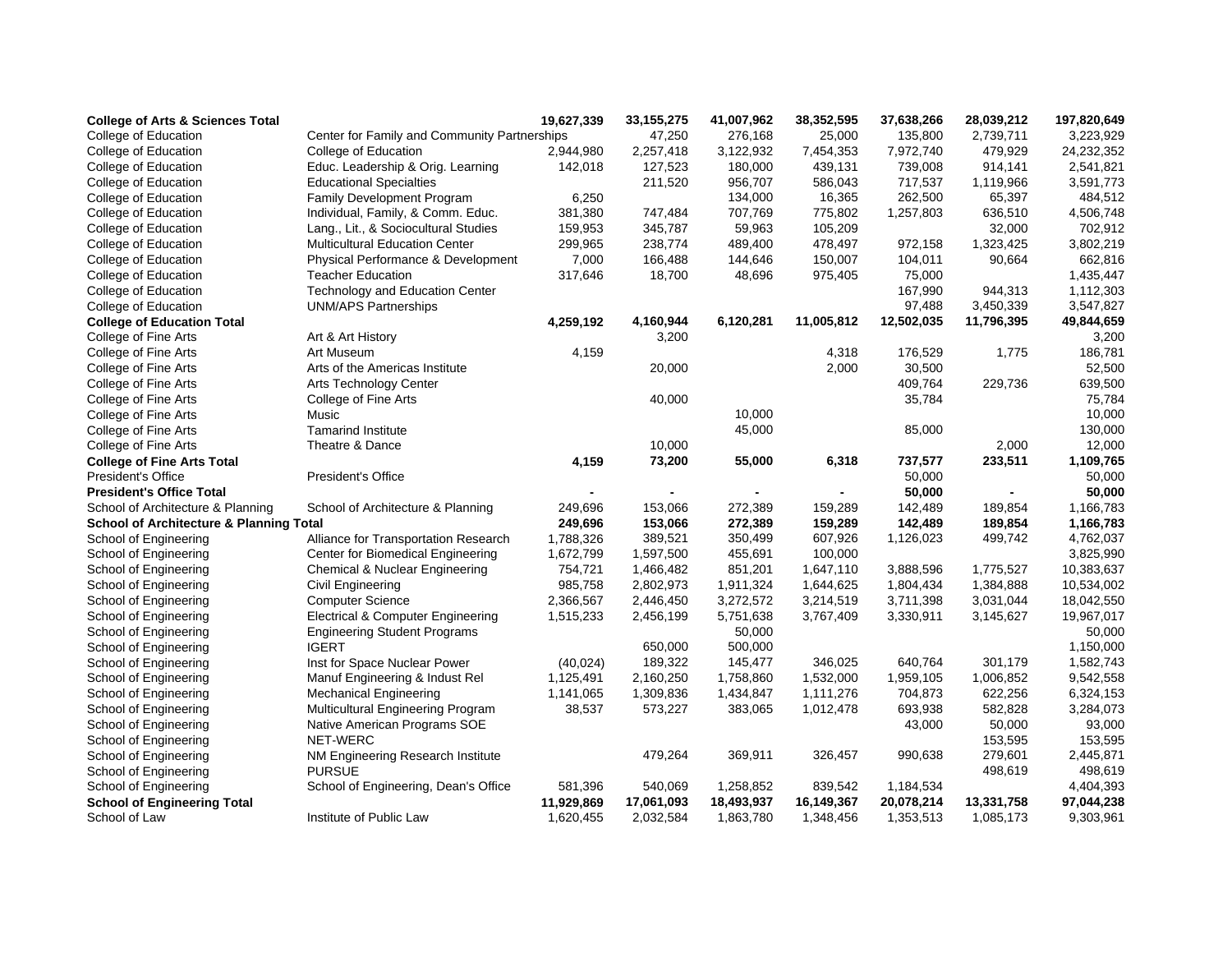| | | | | | | | | |
|---|---|---|---|---|---|---|---|---|
| **College of Arts & Sciences Total** | | **19,627,339** | **33,155,275** | **41,007,962** | **38,352,595** | **37,638,266** | **28,039,212** | **197,820,649** |
| College of Education | Center for Family and Community Partnerships | | 47,250 | 276,168 | 25,000 | 135,800 | 2,739,711 | 3,223,929 |
| College of Education | College of Education | 2,944,980 | 2,257,418 | 3,122,932 | 7,454,353 | 7,972,740 | 479,929 | 24,232,352 |
| College of Education | Educ. Leadership & Orig. Learning | 142,018 | 127,523 | 180,000 | 439,131 | 739,008 | 914,141 | 2,541,821 |
| College of Education | Educational Specialties | | 211,520 | 956,707 | 586,043 | 717,537 | 1,119,966 | 3,591,773 |
| College of Education | Family Development Program | 6,250 | | 134,000 | 16,365 | 262,500 | 65,397 | 484,512 |
| College of Education | Individual, Family, & Comm. Educ. | 381,380 | 747,484 | 707,769 | 775,802 | 1,257,803 | 636,510 | 4,506,748 |
| College of Education | Lang., Lit., & Sociocultural Studies | 159,953 | 345,787 | 59,963 | 105,209 | | 32,000 | 702,912 |
| College of Education | Multicultural Education Center | 299,965 | 238,774 | 489,400 | 478,497 | 972,158 | 1,323,425 | 3,802,219 |
| College of Education | Physical Performance & Development | 7,000 | 166,488 | 144,646 | 150,007 | 104,011 | 90,664 | 662,816 |
| College of Education | Teacher Education | 317,646 | 18,700 | 48,696 | 975,405 | 75,000 | | 1,435,447 |
| College of Education | Technology and Education Center | | | | | 167,990 | 944,313 | 1,112,303 |
| College of Education | UNM/APS Partnerships | | | | | 97,488 | 3,450,339 | 3,547,827 |
| **College of Education Total** | | **4,259,192** | **4,160,944** | **6,120,281** | **11,005,812** | **12,502,035** | **11,796,395** | **49,844,659** |
| College of Fine Arts | Art & Art History | | 3,200 | | | | | 3,200 |
| College of Fine Arts | Art Museum | 4,159 | | | 4,318 | 176,529 | 1,775 | 186,781 |
| College of Fine Arts | Arts of the Americas Institute | | 20,000 | | 2,000 | 30,500 | | 52,500 |
| College of Fine Arts | Arts Technology Center | | | | | 409,764 | 229,736 | 639,500 |
| College of Fine Arts | College of Fine Arts | | 40,000 | | | 35,784 | | 75,784 |
| College of Fine Arts | Music | | | 10,000 | | | | 10,000 |
| College of Fine Arts | Tamarind Institute | | | 45,000 | | 85,000 | | 130,000 |
| College of Fine Arts | Theatre & Dance | | 10,000 | | | | 2,000 | 12,000 |
| **College of Fine Arts Total** | | **4,159** | **73,200** | **55,000** | **6,318** | **737,577** | **233,511** | **1,109,765** |
| President's Office | President's Office | | | | | 50,000 | | 50,000 |
| **President's Office Total** | | **-** | **-** | **-** | **-** | **50,000** | **-** | **50,000** |
| School of Architecture & Planning | School of Architecture & Planning | 249,696 | 153,066 | 272,389 | 159,289 | 142,489 | 189,854 | 1,166,783 |
| **School of Architecture & Planning Total** | | **249,696** | **153,066** | **272,389** | **159,289** | **142,489** | **189,854** | **1,166,783** |
| School of Engineering | Alliance for Transportation Research | 1,788,326 | 389,521 | 350,499 | 607,926 | 1,126,023 | 499,742 | 4,762,037 |
| School of Engineering | Center for Biomedical Engineering | 1,672,799 | 1,597,500 | 455,691 | 100,000 | | | 3,825,990 |
| School of Engineering | Chemical & Nuclear Engineering | 754,721 | 1,466,482 | 851,201 | 1,647,110 | 3,888,596 | 1,775,527 | 10,383,637 |
| School of Engineering | Civil Engineering | 985,758 | 2,802,973 | 1,911,324 | 1,644,625 | 1,804,434 | 1,384,888 | 10,534,002 |
| School of Engineering | Computer Science | 2,366,567 | 2,446,450 | 3,272,572 | 3,214,519 | 3,711,398 | 3,031,044 | 18,042,550 |
| School of Engineering | Electrical & Computer Engineering | 1,515,233 | 2,456,199 | 5,751,638 | 3,767,409 | 3,330,911 | 3,145,627 | 19,967,017 |
| School of Engineering | Engineering Student Programs | | | 50,000 | | | | 50,000 |
| School of Engineering | IGERT | | 650,000 | 500,000 | | | | 1,150,000 |
| School of Engineering | Inst for Space Nuclear Power | (40,024) | 189,322 | 145,477 | 346,025 | 640,764 | 301,179 | 1,582,743 |
| School of Engineering | Manuf Engineering & Indust Rel | 1,125,491 | 2,160,250 | 1,758,860 | 1,532,000 | 1,959,105 | 1,006,852 | 9,542,558 |
| School of Engineering | Mechanical Engineering | 1,141,065 | 1,309,836 | 1,434,847 | 1,111,276 | 704,873 | 622,256 | 6,324,153 |
| School of Engineering | Multicultural Engineering Program | 38,537 | 573,227 | 383,065 | 1,012,478 | 693,938 | 582,828 | 3,284,073 |
| School of Engineering | Native American Programs SOE | | | | | 43,000 | 50,000 | 93,000 |
| School of Engineering | NET-WERC | | | | | | 153,595 | 153,595 |
| School of Engineering | NM Engineering Research Institute | | 479,264 | 369,911 | 326,457 | 990,638 | 279,601 | 2,445,871 |
| School of Engineering | PURSUE | | | | | | 498,619 | 498,619 |
| School of Engineering | School of Engineering, Dean's Office | 581,396 | 540,069 | 1,258,852 | 839,542 | 1,184,534 | | 4,404,393 |
| **School of Engineering Total** | | **11,929,869** | **17,061,093** | **18,493,937** | **16,149,367** | **20,078,214** | **13,331,758** | **97,044,238** |
| School of Law | Institute of Public Law | 1,620,455 | 2,032,584 | 1,863,780 | 1,348,456 | 1,353,513 | 1,085,173 | 9,303,961 |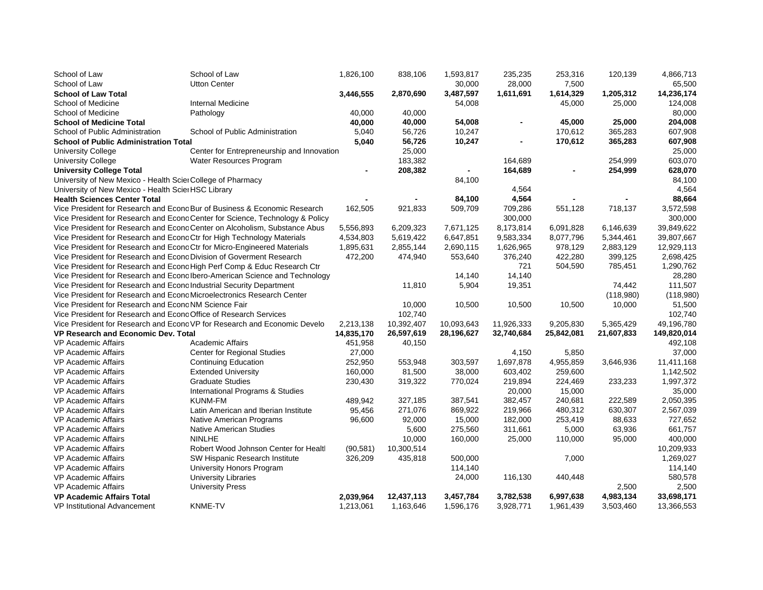| | | | | | | | | |
|---|---|---|---|---|---|---|---|---|
| School of Law | School of Law | 1,826,100 | 838,106 | 1,593,817 | 235,235 | 253,316 | 120,139 | 4,866,713 |
| School of Law | Utton Center | | | 30,000 | 28,000 | 7,500 | | 65,500 |
| **School of Law Total** | | **3,446,555** | **2,870,690** | **3,487,597** | **1,611,691** | **1,614,329** | **1,205,312** | **14,236,174** |
| School of Medicine | Internal Medicine | | | 54,008 | | 45,000 | 25,000 | 124,008 |
| School of Medicine | Pathology | 40,000 | 40,000 | | | | | 80,000 |
| **School of Medicine Total** | | **40,000** | **40,000** | **54,008** | **-** | **45,000** | **25,000** | **204,008** |
| School of Public Administration | School of Public Administration | 5,040 | 56,726 | 10,247 | | 170,612 | 365,283 | 607,908 |
| **School of Public Administration Total** | | **5,040** | **56,726** | **10,247** | **-** | **170,612** | **365,283** | **607,908** |
| University College | Center for Entrepreneurship and Innovation | | 25,000 | | | | | 25,000 |
| University College | Water Resources Program | | 183,382 | | 164,689 | | 254,999 | 603,070 |
| **University College Total** | | **-** | **208,382** | **-** | **164,689** | **-** | **254,999** | **628,070** |
| University of New Mexico - Health Scie | College of Pharmacy | | | 84,100 | | | | 84,100 |
| University of New Mexico - Health Scie | HSC Library | | | | 4,564 | | | 4,564 |
| **Health Sciences Center Total** | | **-** | **-** | **84,100** | **4,564** | **-** | **-** | **88,664** |
| Vice President for Research and Econo | Bur of Business & Economic Research | 162,505 | 921,833 | 509,709 | 709,286 | 551,128 | 718,137 | 3,572,598 |
| Vice President for Research and Econo | Center for Science, Technology & Policy | | | | 300,000 | | | 300,000 |
| Vice President for Research and Econo | Center on Alcoholism, Substance Abus | 5,556,893 | 6,209,323 | 7,671,125 | 8,173,814 | 6,091,828 | 6,146,639 | 39,849,622 |
| Vice President for Research and Econo | Ctr for High Technology Materials | 4,534,803 | 5,619,422 | 6,647,851 | 9,583,334 | 8,077,796 | 5,344,461 | 39,807,667 |
| Vice President for Research and Econo | Ctr for Micro-Engineered Materials | 1,895,631 | 2,855,144 | 2,690,115 | 1,626,965 | 978,129 | 2,883,129 | 12,929,113 |
| Vice President for Research and Econo | Division of Goverment Research | 472,200 | 474,940 | 553,640 | 376,240 | 422,280 | 399,125 | 2,698,425 |
| Vice President for Research and Econo | High Perf Comp & Educ Research Ctr | | | | 721 | 504,590 | 785,451 | 1,290,762 |
| Vice President for Research and Econo | Ibero-American Science and Technology | | | 14,140 | 14,140 | | | 28,280 |
| Vice President for Research and Econo | Industrial Security Department | | 11,810 | 5,904 | 19,351 | | 74,442 | 111,507 |
| Vice President for Research and Econo | Microelectronics Research Center | | | | | | (118,980) | (118,980) |
| Vice President for Research and Econo | NM Science Fair | | 10,000 | 10,500 | 10,500 | 10,500 | 10,000 | 51,500 |
| Vice President for Research and Econo | Office of Research Services | | 102,740 | | | | | 102,740 |
| Vice President for Research and Econo | VP for Research and Economic Develo | 2,213,138 | 10,392,407 | 10,093,643 | 11,926,333 | 9,205,830 | 5,365,429 | 49,196,780 |
| **VP Research and Economic Dev. Total** | | **14,835,170** | **26,597,619** | **28,196,627** | **32,740,684** | **25,842,081** | **21,607,833** | **149,820,014** |
| VP Academic Affairs | Academic Affairs | 451,958 | 40,150 | | | | | 492,108 |
| VP Academic Affairs | Center for Regional Studies | 27,000 | | | 4,150 | 5,850 | | 37,000 |
| VP Academic Affairs | Continuing Education | 252,950 | 553,948 | 303,597 | 1,697,878 | 4,955,859 | 3,646,936 | 11,411,168 |
| VP Academic Affairs | Extended University | 160,000 | 81,500 | 38,000 | 603,402 | 259,600 | | 1,142,502 |
| VP Academic Affairs | Graduate Studies | 230,430 | 319,322 | 770,024 | 219,894 | 224,469 | 233,233 | 1,997,372 |
| VP Academic Affairs | International Programs & Studies | | | | 20,000 | 15,000 | | 35,000 |
| VP Academic Affairs | KUNM-FM | 489,942 | 327,185 | 387,541 | 382,457 | 240,681 | 222,589 | 2,050,395 |
| VP Academic Affairs | Latin American and Iberian Institute | 95,456 | 271,076 | 869,922 | 219,966 | 480,312 | 630,307 | 2,567,039 |
| VP Academic Affairs | Native American Programs | 96,600 | 92,000 | 15,000 | 182,000 | 253,419 | 88,633 | 727,652 |
| VP Academic Affairs | Native American Studies | | 5,600 | 275,560 | 311,661 | 5,000 | 63,936 | 661,757 |
| VP Academic Affairs | NINLHE | | 10,000 | 160,000 | 25,000 | 110,000 | 95,000 | 400,000 |
| VP Academic Affairs | Robert Wood Johnson Center for Healtl | (90,581) | 10,300,514 | | | | | 10,209,933 |
| VP Academic Affairs | SW Hispanic Research Institute | 326,209 | 435,818 | 500,000 | | 7,000 | | 1,269,027 |
| VP Academic Affairs | University Honors Program | | | 114,140 | | | | 114,140 |
| VP Academic Affairs | University Libraries | | | 24,000 | 116,130 | 440,448 | | 580,578 |
| VP Academic Affairs | University Press | | | | | | 2,500 | 2,500 |
| **VP Academic Affairs Total** | | **2,039,964** | **12,437,113** | **3,457,784** | **3,782,538** | **6,997,638** | **4,983,134** | **33,698,171** |
| VP Institutional Advancement | KNME-TV | 1,213,061 | 1,163,646 | 1,596,176 | 3,928,771 | 1,961,439 | 3,503,460 | 13,366,553 |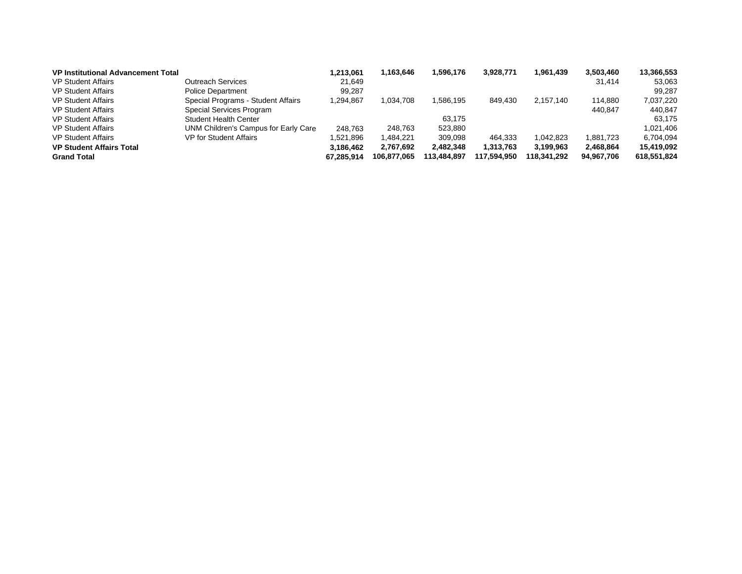| | | | | | | | | |
|---|---|---|---|---|---|---|---|---|
| **VP Institutional Advancement Total** | | **1,213,061** | **1,163,646** | **1,596,176** | **3,928,771** | **1,961,439** | **3,503,460** | **13,366,553** |
| VP Student Affairs | Outreach Services | 21,649 | | | | | 31,414 | 53,063 |
| VP Student Affairs | Police Department | 99,287 | | | | | | 99,287 |
| VP Student Affairs | Special Programs - Student Affairs | 1,294,867 | 1,034,708 | 1,586,195 | 849,430 | 2,157,140 | 114,880 | 7,037,220 |
| VP Student Affairs | Special Services Program | | | | | | 440,847 | 440,847 |
| VP Student Affairs | Student Health Center | | | 63,175 | | | | 63,175 |
| VP Student Affairs | UNM Children's Campus for Early Care | 248,763 | 248,763 | 523,880 | | | | 1,021,406 |
| VP Student Affairs | VP for Student Affairs | 1,521,896 | 1,484,221 | 309,098 | 464,333 | 1,042,823 | 1,881,723 | 6,704,094 |
| **VP Student Affairs Total** | | **3,186,462** | **2,767,692** | **2,482,348** | **1,313,763** | **3,199,963** | **2,468,864** | **15,419,092** |
| **Grand Total** | | **67,285,914** | **106,877,065** | **113,484,897** | **117,594,950** | **118,341,292** | **94,967,706** | **618,551,824** |